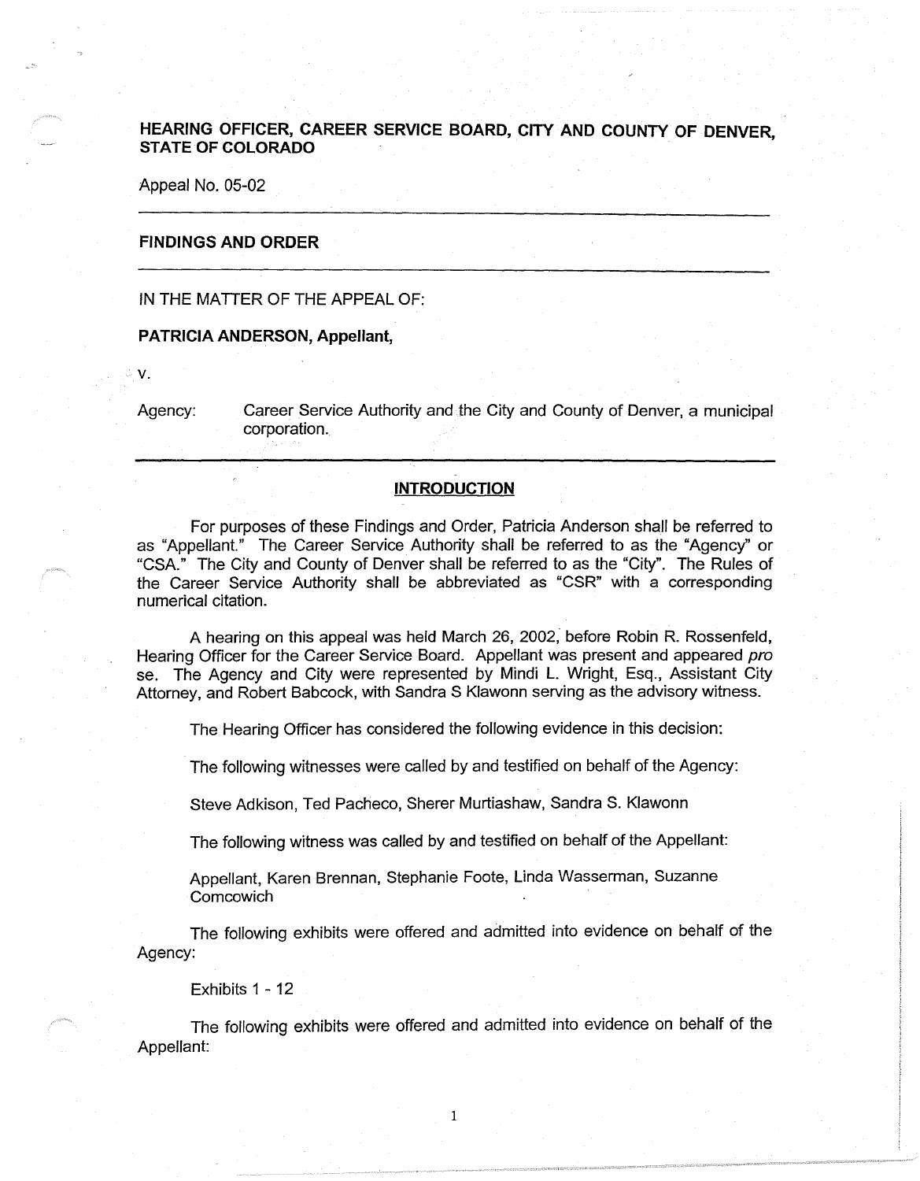**HEARING OFFICER, CAREER SERVICE BOARD, CITY AND COUNTY OF DENVER, STATE OF COLORADO**

Appeal No. 05-02

---

**FINDINGS AND ORDER**

---

IN THE MATTER OF THE APPEAL OF:

**PATRICIA ANDERSON, Appellant,**

v.

Agency: Career Service Authority and the City and County of Denver, a municipal corporation.

---

## INTRODUCTION

For purposes of these Findings and Order, Patricia Anderson shall be referred to as "Appellant." The Career Service Authority shall be referred to as the "Agency" or "CSA." The City and County of Denver shall be referred to as the "City". The Rules of the Career Service Authority shall be abbreviated as "CSR" with a corresponding numerical citation.

A hearing on this appeal was held March 26, 2002, before Robin R. Rossenfeld, Hearing Officer for the Career Service Board. Appellant was present and appeared *pro se*. The Agency and City were represented by Mindi L. Wright, Esq., Assistant City Attorney, and Robert Babcock, with Sandra S Klawonn serving as the advisory witness.

The Hearing Officer has considered the following evidence in this decision:

The following witnesses were called by and testified on behalf of the Agency:

Steve Adkison, Ted Pacheco, Sherer Murtiashaw, Sandra S. Klawonn

The following witness was called by and testified on behalf of the Appellant:

Appellant, Karen Brennan, Stephanie Foote, Linda Wasserman, Suzanne Comcowich

The following exhibits were offered and admitted into evidence on behalf of the Agency:

Exhibits 1 - 12

The following exhibits were offered and admitted into evidence on behalf of the Appellant: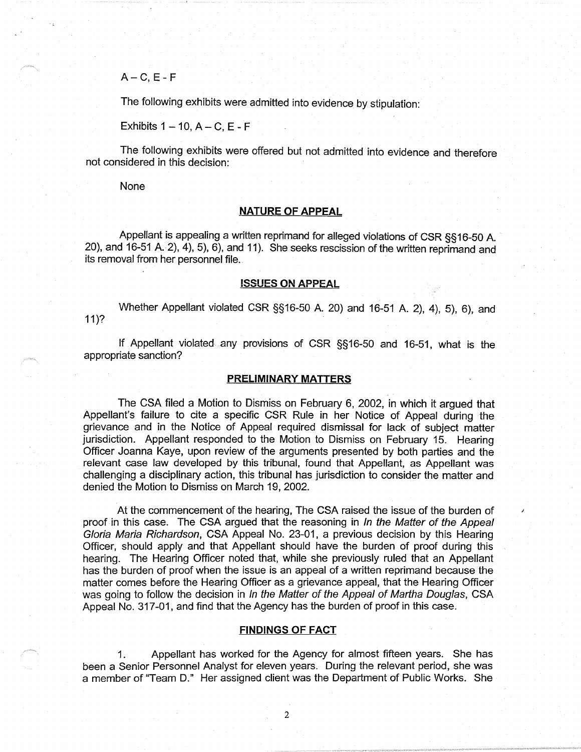A – C, E - F

The following exhibits were admitted into evidence by stipulation:

Exhibits 1 – 10, A – C, E - F

The following exhibits were offered but not admitted into evidence and therefore not considered in this decision:

None

## NATURE OF APPEAL

Appellant is appealing a written reprimand for alleged violations of CSR §§16-50 A. 20), and 16-51 A. 2), 4), 5), 6), and 11). She seeks rescission of the written reprimand and its removal from her personnel file.

## ISSUES ON APPEAL

Whether Appellant violated CSR §§16-50 A. 20) and 16-51 A. 2), 4), 5), 6), and 11)?

If Appellant violated any provisions of CSR §§16-50 and 16-51, what is the appropriate sanction?

## PRELIMINARY MATTERS

The CSA filed a Motion to Dismiss on February 6, 2002, in which it argued that Appellant's failure to cite a specific CSR Rule in her Notice of Appeal during the grievance and in the Notice of Appeal required dismissal for lack of subject matter jurisdiction. Appellant responded to the Motion to Dismiss on February 15. Hearing Officer Joanna Kaye, upon review of the arguments presented by both parties and the relevant case law developed by this tribunal, found that Appellant, as Appellant was challenging a disciplinary action, this tribunal has jurisdiction to consider the matter and denied the Motion to Dismiss on March 19, 2002.

At the commencement of the hearing, The CSA raised the issue of the burden of proof in this case. The CSA argued that the reasoning in *In the Matter of the Appeal Gloria Maria Richardson*, CSA Appeal No. 23-01, a previous decision by this Hearing Officer, should apply and that Appellant should have the burden of proof during this hearing. The Hearing Officer noted that, while she previously ruled that an Appellant has the burden of proof when the issue is an appeal of a written reprimand because the matter comes before the Hearing Officer as a grievance appeal, that the Hearing Officer was going to follow the decision in *In the Matter of the Appeal of Martha Douglas*, CSA Appeal No. 317-01, and find that the Agency has the burden of proof in this case.

## FINDINGS OF FACT

1. Appellant has worked for the Agency for almost fifteen years. She has been a Senior Personnel Analyst for eleven years. During the relevant period, she was a member of "Team D." Her assigned client was the Department of Public Works. She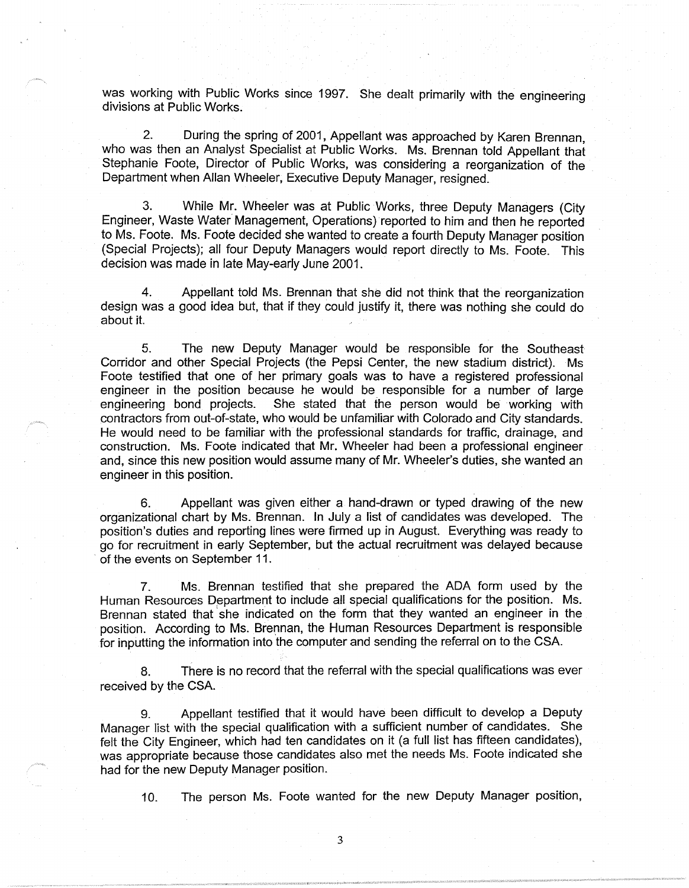was working with Public Works since 1997. She dealt primarily with the engineering divisions at Public Works.

2. During the spring of 2001, Appellant was approached by Karen Brennan, who was then an Analyst Specialist at Public Works. Ms. Brennan told Appellant that Stephanie Foote, Director of Public Works, was considering a reorganization of the Department when Allan Wheeler, Executive Deputy Manager, resigned.

3. While Mr. Wheeler was at Public Works, three Deputy Managers (City Engineer, Waste Water Management, Operations) reported to him and then he reported to Ms. Foote. Ms. Foote decided she wanted to create a fourth Deputy Manager position (Special Projects); all four Deputy Managers would report directly to Ms. Foote. This decision was made in late May-early June 2001.

4. Appellant told Ms. Brennan that she did not think that the reorganization design was a good idea but, that if they could justify it, there was nothing she could do about it.

5. The new Deputy Manager would be responsible for the Southeast Corridor and other Special Projects (the Pepsi Center, the new stadium district). Ms Foote testified that one of her primary goals was to have a registered professional engineer in the position because he would be responsible for a number of large engineering bond projects. She stated that the person would be working with contractors from out-of-state, who would be unfamiliar with Colorado and City standards. He would need to be familiar with the professional standards for traffic, drainage, and construction. Ms. Foote indicated that Mr. Wheeler had been a professional engineer and, since this new position would assume many of Mr. Wheeler's duties, she wanted an engineer in this position.

6. Appellant was given either a hand-drawn or typed drawing of the new organizational chart by Ms. Brennan. In July a list of candidates was developed. The position's duties and reporting lines were firmed up in August. Everything was ready to go for recruitment in early September, but the actual recruitment was delayed because of the events on September 11.

7. Ms. Brennan testified that she prepared the ADA form used by the Human Resources Department to include all special qualifications for the position. Ms. Brennan stated that she indicated on the form that they wanted an engineer in the position. According to Ms. Brennan, the Human Resources Department is responsible for inputting the information into the computer and sending the referral on to the CSA.

8. There is no record that the referral with the special qualifications was ever received by the CSA.

9. Appellant testified that it would have been difficult to develop a Deputy Manager list with the special qualification with a sufficient number of candidates. She felt the City Engineer, which had ten candidates on it (a full list has fifteen candidates), was appropriate because those candidates also met the needs Ms. Foote indicated she had for the new Deputy Manager position.

10. The person Ms. Foote wanted for the new Deputy Manager position,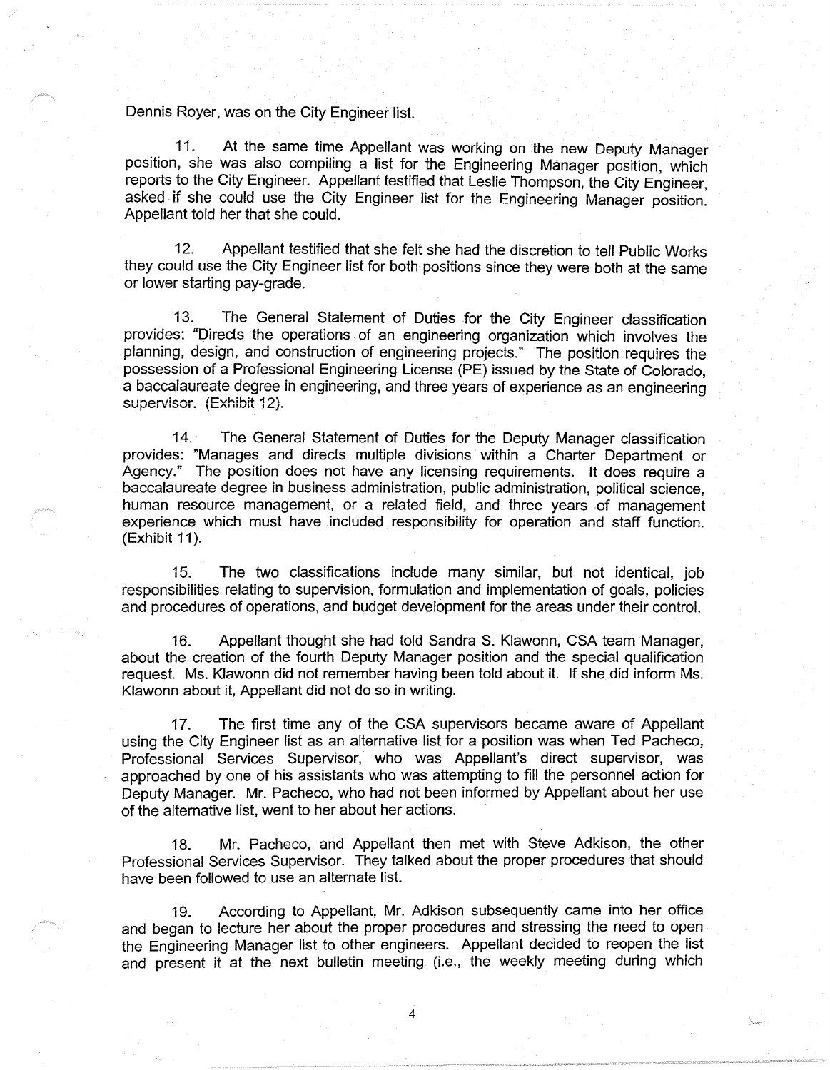Dennis Royer, was on the City Engineer list.

11. At the same time Appellant was working on the new Deputy Manager position, she was also compiling a list for the Engineering Manager position, which reports to the City Engineer. Appellant testified that Leslie Thompson, the City Engineer, asked if she could use the City Engineer list for the Engineering Manager position. Appellant told her that she could.

12. Appellant testified that she felt she had the discretion to tell Public Works they could use the City Engineer list for both positions since they were both at the same or lower starting pay-grade.

13. The General Statement of Duties for the City Engineer classification provides: "Directs the operations of an engineering organization which involves the planning, design, and construction of engineering projects." The position requires the possession of a Professional Engineering License (PE) issued by the State of Colorado, a baccalaureate degree in engineering, and three years of experience as an engineering supervisor. (Exhibit 12).

14. The General Statement of Duties for the Deputy Manager classification provides: "Manages and directs multiple divisions within a Charter Department or Agency." The position does not have any licensing requirements. It does require a baccalaureate degree in business administration, public administration, political science, human resource management, or a related field, and three years of management experience which must have included responsibility for operation and staff function. (Exhibit 11).

15. The two classifications include many similar, but not identical, job responsibilities relating to supervision, formulation and implementation of goals, policies and procedures of operations, and budget development for the areas under their control.

16. Appellant thought she had told Sandra S. Klawonn, CSA team Manager, about the creation of the fourth Deputy Manager position and the special qualification request. Ms. Klawonn did not remember having been told about it. If she did inform Ms. Klawonn about it, Appellant did not do so in writing.

17. The first time any of the CSA supervisors became aware of Appellant using the City Engineer list as an alternative list for a position was when Ted Pacheco, Professional Services Supervisor, who was Appellant's direct supervisor, was approached by one of his assistants who was attempting to fill the personnel action for Deputy Manager. Mr. Pacheco, who had not been informed by Appellant about her use of the alternative list, went to her about her actions.

18. Mr. Pacheco, and Appellant then met with Steve Adkison, the other Professional Services Supervisor. They talked about the proper procedures that should have been followed to use an alternate list.

19. According to Appellant, Mr. Adkison subsequently came into her office and began to lecture her about the proper procedures and stressing the need to open the Engineering Manager list to other engineers. Appellant decided to reopen the list and present it at the next bulletin meeting (i.e., the weekly meeting during which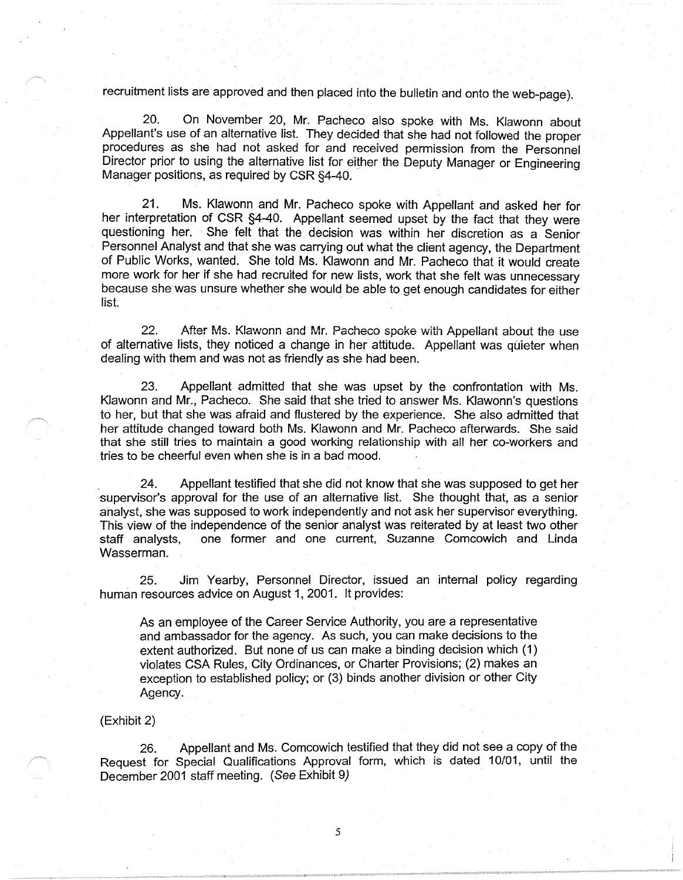recruitment lists are approved and then placed into the bulletin and onto the web-page).

20. On November 20, Mr. Pacheco also spoke with Ms. Klawonn about Appellant's use of an alternative list. They decided that she had not followed the proper procedures as she had not asked for and received permission from the Personnel Director prior to using the alternative list for either the Deputy Manager or Engineering Manager positions, as required by CSR §4-40.

21. Ms. Klawonn and Mr. Pacheco spoke with Appellant and asked her for her interpretation of CSR §4-40. Appellant seemed upset by the fact that they were questioning her. She felt that the decision was within her discretion as a Senior Personnel Analyst and that she was carrying out what the client agency, the Department of Public Works, wanted. She told Ms. Klawonn and Mr. Pacheco that it would create more work for her if she had recruited for new lists, work that she felt was unnecessary because she was unsure whether she would be able to get enough candidates for either list.

22. After Ms. Klawonn and Mr. Pacheco spoke with Appellant about the use of alternative lists, they noticed a change in her attitude. Appellant was quieter when dealing with them and was not as friendly as she had been.

23. Appellant admitted that she was upset by the confrontation with Ms. Klawonn and Mr., Pacheco. She said that she tried to answer Ms. Klawonn's questions to her, but that she was afraid and flustered by the experience. She also admitted that her attitude changed toward both Ms. Klawonn and Mr. Pacheco afterwards. She said that she still tries to maintain a good working relationship with all her co-workers and tries to be cheerful even when she is in a bad mood.

24. Appellant testified that she did not know that she was supposed to get her supervisor's approval for the use of an alternative list. She thought that, as a senior analyst, she was supposed to work independently and not ask her supervisor everything. This view of the independence of the senior analyst was reiterated by at least two other staff analysts, one former and one current, Suzanne Comcowich and Linda Wasserman.

25. Jim Yearby, Personnel Director, issued an internal policy regarding human resources advice on August 1, 2001. It provides:

> As an employee of the Career Service Authority, you are a representative and ambassador for the agency. As such, you can make decisions to the extent authorized. But none of us can make a binding decision which (1) violates CSA Rules, City Ordinances, or Charter Provisions; (2) makes an exception to established policy; or (3) binds another division or other City Agency.

(Exhibit 2)

26. Appellant and Ms. Comcowich testified that they did not see a copy of the Request for Special Qualifications Approval form, which is dated 10/01, until the December 2001 staff meeting. (*See* Exhibit 9)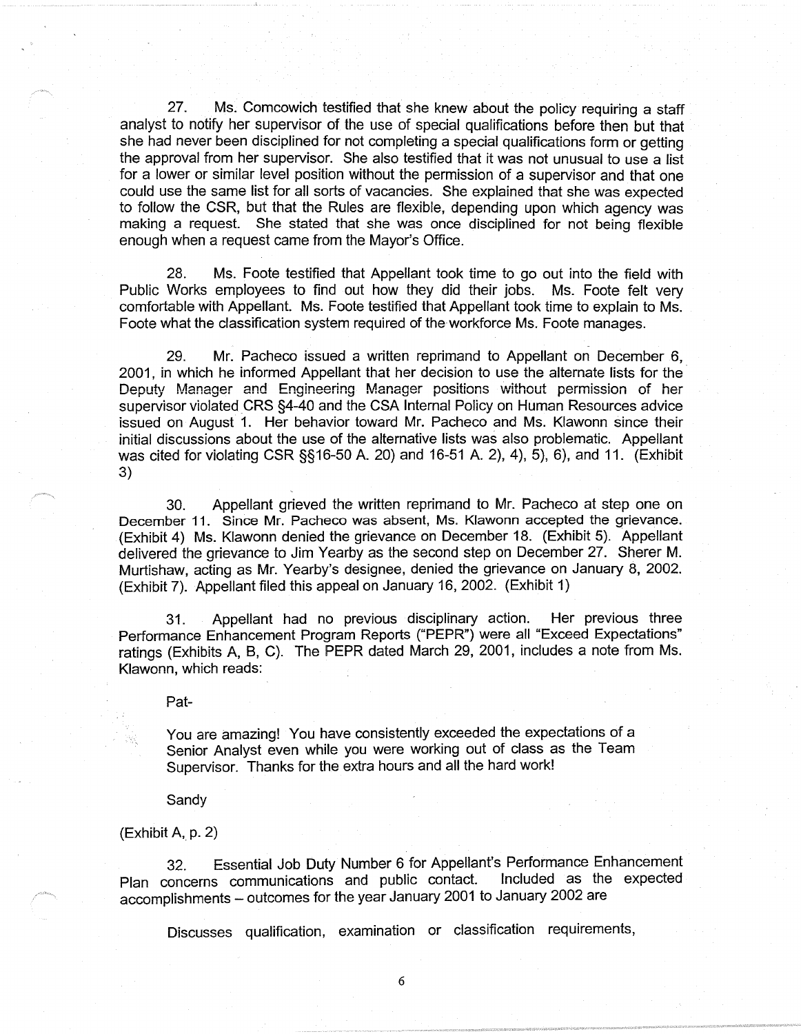27. Ms. Comcowich testified that she knew about the policy requiring a staff analyst to notify her supervisor of the use of special qualifications before then but that she had never been disciplined for not completing a special qualifications form or getting the approval from her supervisor. She also testified that it was not unusual to use a list for a lower or similar level position without the permission of a supervisor and that one could use the same list for all sorts of vacancies. She explained that she was expected to follow the CSR, but that the Rules are flexible, depending upon which agency was making a request. She stated that she was once disciplined for not being flexible enough when a request came from the Mayor's Office.

28. Ms. Foote testified that Appellant took time to go out into the field with Public Works employees to find out how they did their jobs. Ms. Foote felt very comfortable with Appellant. Ms. Foote testified that Appellant took time to explain to Ms. Foote what the classification system required of the workforce Ms. Foote manages.

29. Mr. Pacheco issued a written reprimand to Appellant on December 6, 2001, in which he informed Appellant that her decision to use the alternate lists for the Deputy Manager and Engineering Manager positions without permission of her supervisor violated CRS §4-40 and the CSA Internal Policy on Human Resources advice issued on August 1. Her behavior toward Mr. Pacheco and Ms. Klawonn since their initial discussions about the use of the alternative lists was also problematic. Appellant was cited for violating CSR §§16-50 A. 20) and 16-51 A. 2), 4), 5), 6), and 11. (Exhibit 3)

30. Appellant grieved the written reprimand to Mr. Pacheco at step one on December 11. Since Mr. Pacheco was absent, Ms. Klawonn accepted the grievance. (Exhibit 4) Ms. Klawonn denied the grievance on December 18. (Exhibit 5). Appellant delivered the grievance to Jim Yearby as the second step on December 27. Sherer M. Murtishaw, acting as Mr. Yearby's designee, denied the grievance on January 8, 2002. (Exhibit 7). Appellant filed this appeal on January 16, 2002. (Exhibit 1)

31. Appellant had no previous disciplinary action. Her previous three Performance Enhancement Program Reports ("PEPR") were all "Exceed Expectations" ratings (Exhibits A, B, C). The PEPR dated March 29, 2001, includes a note from Ms. Klawonn, which reads:

> Pat-
>
> You are amazing! You have consistently exceeded the expectations of a Senior Analyst even while you were working out of class as the Team Supervisor. Thanks for the extra hours and all the hard work!
>
> Sandy

(Exhibit A, p. 2)

32. Essential Job Duty Number 6 for Appellant's Performance Enhancement Plan concerns communications and public contact. Included as the expected accomplishments – outcomes for the year January 2001 to January 2002 are

> Discusses qualification, examination or classification requirements,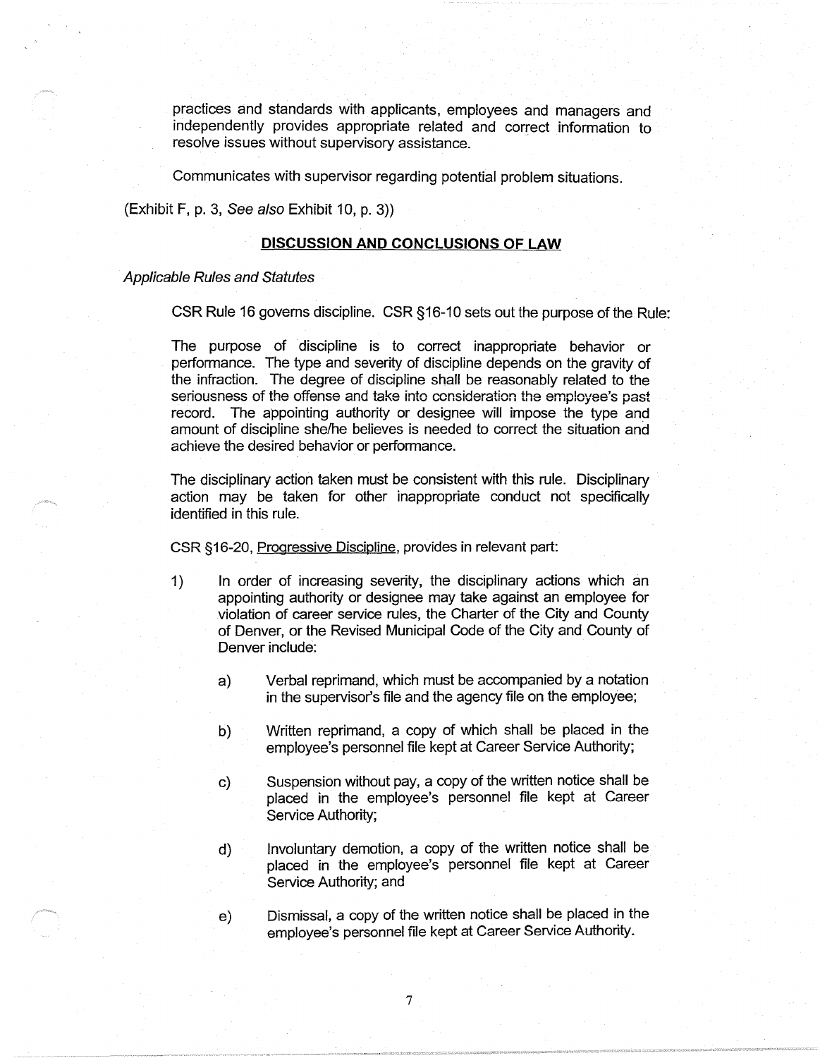practices and standards with applicants, employees and managers and independently provides appropriate related and correct information to resolve issues without supervisory assistance.

Communicates with supervisor regarding potential problem situations.

(Exhibit F, p. 3, *See also* Exhibit 10, p. 3))

## DISCUSSION AND CONCLUSIONS OF LAW

*Applicable Rules and Statutes*

CSR Rule 16 governs discipline. CSR §16-10 sets out the purpose of the Rule:

The purpose of discipline is to correct inappropriate behavior or performance. The type and severity of discipline depends on the gravity of the infraction. The degree of discipline shall be reasonably related to the seriousness of the offense and take into consideration the employee's past record. The appointing authority or designee will impose the type and amount of discipline she/he believes is needed to correct the situation and achieve the desired behavior or performance.

The disciplinary action taken must be consistent with this rule. Disciplinary action may be taken for other inappropriate conduct not specifically identified in this rule.

CSR §16-20, Progressive Discipline, provides in relevant part:

1) In order of increasing severity, the disciplinary actions which an appointing authority or designee may take against an employee for violation of career service rules, the Charter of the City and County of Denver, or the Revised Municipal Code of the City and County of Denver include:

   a) Verbal reprimand, which must be accompanied by a notation in the supervisor's file and the agency file on the employee;

   b) Written reprimand, a copy of which shall be placed in the employee's personnel file kept at Career Service Authority;

   c) Suspension without pay, a copy of the written notice shall be placed in the employee's personnel file kept at Career Service Authority;

   d) Involuntary demotion, a copy of the written notice shall be placed in the employee's personnel file kept at Career Service Authority; and

   e) Dismissal, a copy of the written notice shall be placed in the employee's personnel file kept at Career Service Authority.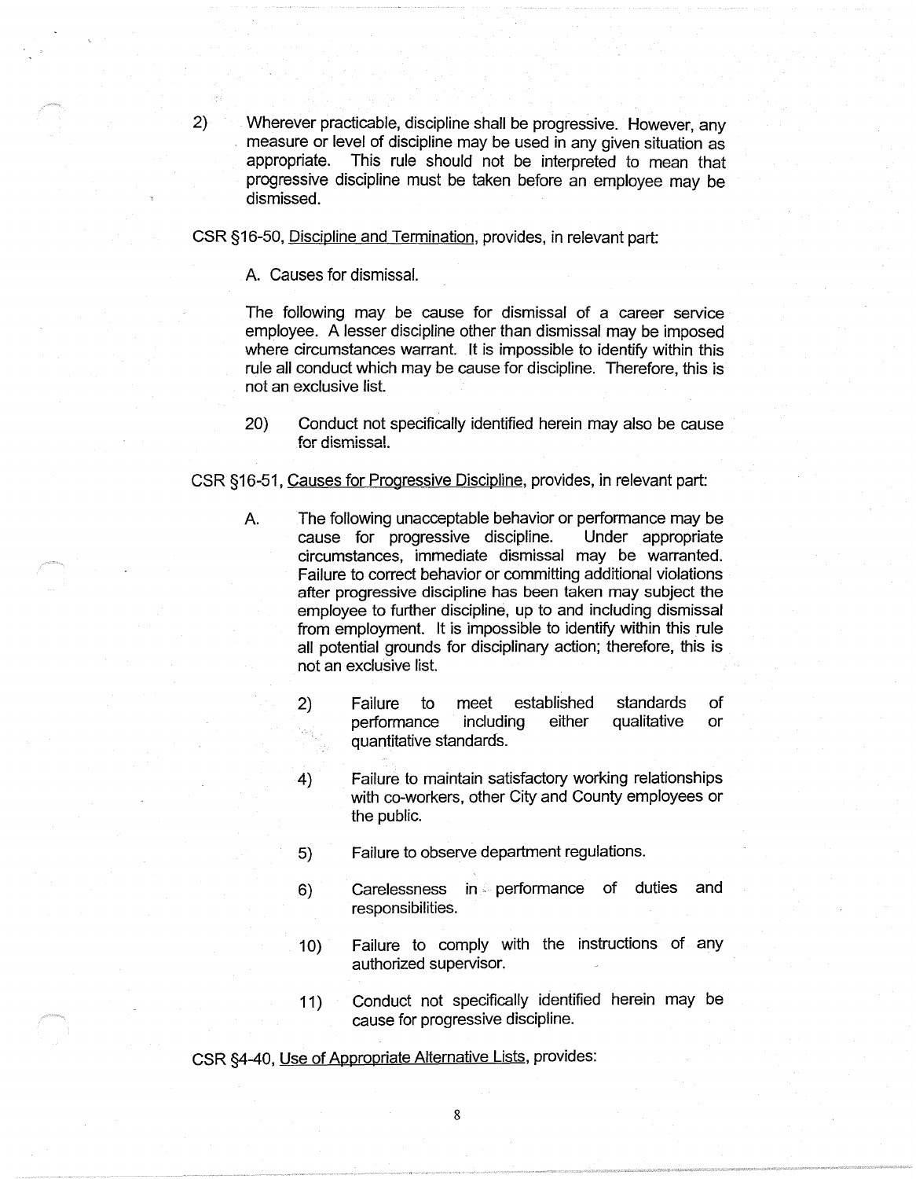2) Wherever practicable, discipline shall be progressive. However, any measure or level of discipline may be used in any given situation as appropriate. This rule should not be interpreted to mean that progressive discipline must be taken before an employee may be dismissed.

CSR §16-50, Discipline and Termination, provides, in relevant part:

A. Causes for dismissal.

The following may be cause for dismissal of a career service employee. A lesser discipline other than dismissal may be imposed where circumstances warrant. It is impossible to identify within this rule all conduct which may be cause for discipline. Therefore, this is not an exclusive list.

20) Conduct not specifically identified herein may also be cause for dismissal.

CSR §16-51, Causes for Progressive Discipline, provides, in relevant part:

A. The following unacceptable behavior or performance may be cause for progressive discipline. Under appropriate circumstances, immediate dismissal may be warranted. Failure to correct behavior or committing additional violations after progressive discipline has been taken may subject the employee to further discipline, up to and including dismissal from employment. It is impossible to identify within this rule all potential grounds for disciplinary action; therefore, this is not an exclusive list.

2) Failure to meet established standards of performance including either qualitative or quantitative standards.

4) Failure to maintain satisfactory working relationships with co-workers, other City and County employees or the public.

5) Failure to observe department regulations.

6) Carelessness in performance of duties and responsibilities.

10) Failure to comply with the instructions of any authorized supervisor.

11) Conduct not specifically identified herein may be cause for progressive discipline.

CSR §4-40, Use of Appropriate Alternative Lists, provides: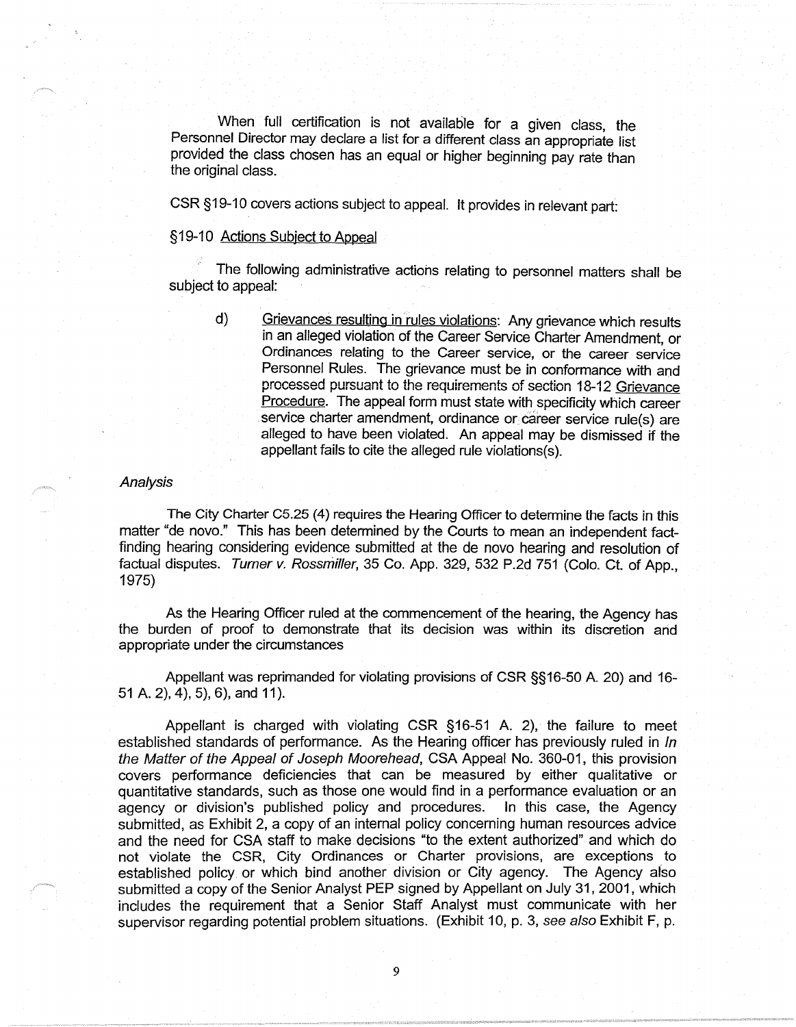When full certification is not available for a given class, the Personnel Director may declare a list for a different class an appropriate list provided the class chosen has an equal or higher beginning pay rate than the original class.

CSR §19-10 covers actions subject to appeal. It provides in relevant part:

§19-10 Actions Subject to Appeal

The following administrative actions relating to personnel matters shall be subject to appeal:

d) Grievances resulting in rules violations: Any grievance which results in an alleged violation of the Career Service Charter Amendment, or Ordinances relating to the Career service, or the career service Personnel Rules. The grievance must be in conformance with and processed pursuant to the requirements of section 18-12 Grievance Procedure. The appeal form must state with specificity which career service charter amendment, ordinance or career service rule(s) are alleged to have been violated. An appeal may be dismissed if the appellant fails to cite the alleged rule violations(s).

*Analysis*

The City Charter C5.25 (4) requires the Hearing Officer to determine the facts in this matter "de novo." This has been determined by the Courts to mean an independent fact-finding hearing considering evidence submitted at the de novo hearing and resolution of factual disputes. *Turner v. Rossmiller*, 35 Co. App. 329, 532 P.2d 751 (Colo. Ct. of App., 1975)

As the Hearing Officer ruled at the commencement of the hearing, the Agency has the burden of proof to demonstrate that its decision was within its discretion and appropriate under the circumstances

Appellant was reprimanded for violating provisions of CSR §§16-50 A. 20) and 16-51 A. 2), 4), 5), 6), and 11).

Appellant is charged with violating CSR §16-51 A. 2), the failure to meet established standards of performance. As the Hearing officer has previously ruled in *In the Matter of the Appeal of Joseph Moorehead*, CSA Appeal No. 360-01, this provision covers performance deficiencies that can be measured by either qualitative or quantitative standards, such as those one would find in a performance evaluation or an agency or division's published policy and procedures. In this case, the Agency submitted, as Exhibit 2, a copy of an internal policy concerning human resources advice and the need for CSA staff to make decisions "to the extent authorized" and which do not violate the CSR, City Ordinances or Charter provisions, are exceptions to established policy or which bind another division or City agency. The Agency also submitted a copy of the Senior Analyst PEP signed by Appellant on July 31, 2001, which includes the requirement that a Senior Staff Analyst must communicate with her supervisor regarding potential problem situations. (Exhibit 10, p. 3, *see also* Exhibit F, p.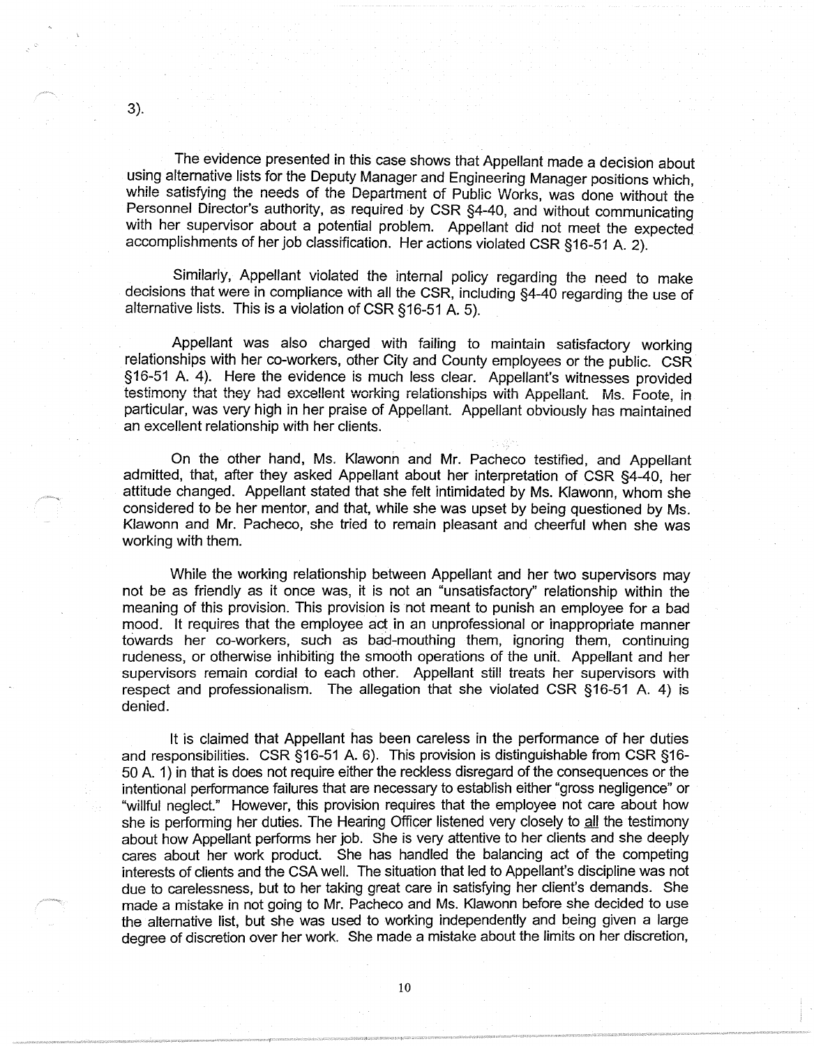3).

The evidence presented in this case shows that Appellant made a decision about using alternative lists for the Deputy Manager and Engineering Manager positions which, while satisfying the needs of the Department of Public Works, was done without the Personnel Director's authority, as required by CSR §4-40, and without communicating with her supervisor about a potential problem. Appellant did not meet the expected accomplishments of her job classification. Her actions violated CSR §16-51 A. 2).

Similarly, Appellant violated the internal policy regarding the need to make decisions that were in compliance with all the CSR, including §4-40 regarding the use of alternative lists. This is a violation of CSR §16-51 A. 5).

Appellant was also charged with failing to maintain satisfactory working relationships with her co-workers, other City and County employees or the public. CSR §16-51 A. 4). Here the evidence is much less clear. Appellant's witnesses provided testimony that they had excellent working relationships with Appellant. Ms. Foote, in particular, was very high in her praise of Appellant. Appellant obviously has maintained an excellent relationship with her clients.

On the other hand, Ms. Klawonn and Mr. Pacheco testified, and Appellant admitted, that, after they asked Appellant about her interpretation of CSR §4-40, her attitude changed. Appellant stated that she felt intimidated by Ms. Klawonn, whom she considered to be her mentor, and that, while she was upset by being questioned by Ms. Klawonn and Mr. Pacheco, she tried to remain pleasant and cheerful when she was working with them.

While the working relationship between Appellant and her two supervisors may not be as friendly as it once was, it is not an "unsatisfactory" relationship within the meaning of this provision. This provision is not meant to punish an employee for a bad mood. It requires that the employee act in an unprofessional or inappropriate manner towards her co-workers, such as bad-mouthing them, ignoring them, continuing rudeness, or otherwise inhibiting the smooth operations of the unit. Appellant and her supervisors remain cordial to each other. Appellant still treats her supervisors with respect and professionalism. The allegation that she violated CSR §16-51 A. 4) is denied.

It is claimed that Appellant has been careless in the performance of her duties and responsibilities. CSR §16-51 A. 6). This provision is distinguishable from CSR §16-50 A. 1) in that is does not require either the reckless disregard of the consequences or the intentional performance failures that are necessary to establish either "gross negligence" or "willful neglect." However, this provision requires that the employee not care about how she is performing her duties. The Hearing Officer listened very closely to <u>all</u> the testimony about how Appellant performs her job. She is very attentive to her clients and she deeply cares about her work product. She has handled the balancing act of the competing interests of clients and the CSA well. The situation that led to Appellant's discipline was not due to carelessness, but to her taking great care in satisfying her client's demands. She made a mistake in not going to Mr. Pacheco and Ms. Klawonn before she decided to use the alternative list, but she was used to working independently and being given a large degree of discretion over her work. She made a mistake about the limits on her discretion,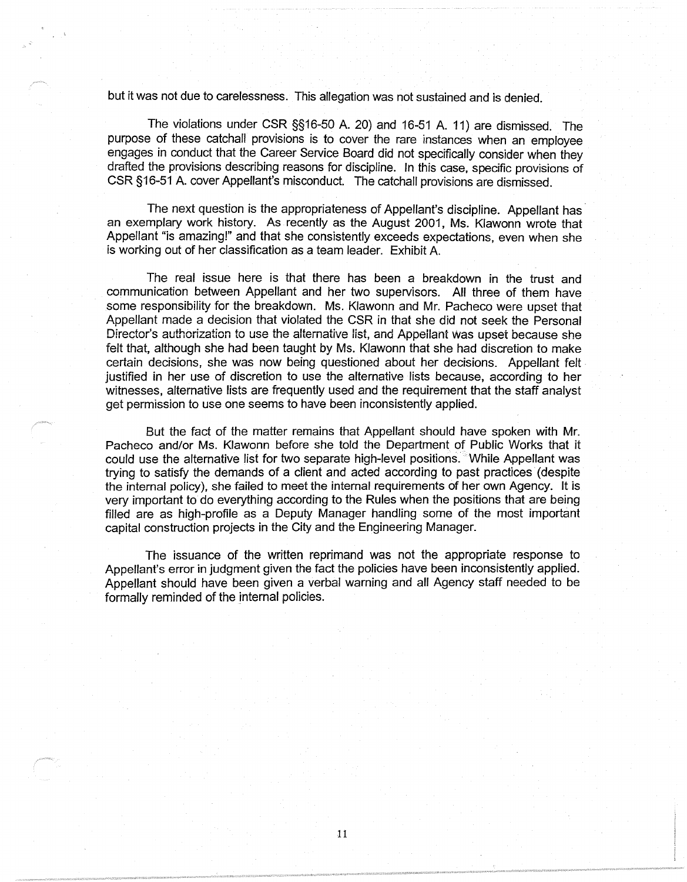but it was not due to carelessness. This allegation was not sustained and is denied.

The violations under CSR §§16-50 A. 20) and 16-51 A. 11) are dismissed. The purpose of these catchall provisions is to cover the rare instances when an employee engages in conduct that the Career Service Board did not specifically consider when they drafted the provisions describing reasons for discipline. In this case, specific provisions of CSR §16-51 A. cover Appellant's misconduct. The catchall provisions are dismissed.

The next question is the appropriateness of Appellant's discipline. Appellant has an exemplary work history. As recently as the August 2001, Ms. Klawonn wrote that Appellant "is amazing!" and that she consistently exceeds expectations, even when she is working out of her classification as a team leader. Exhibit A.

The real issue here is that there has been a breakdown in the trust and communication between Appellant and her two supervisors. All three of them have some responsibility for the breakdown. Ms. Klawonn and Mr. Pacheco were upset that Appellant made a decision that violated the CSR in that she did not seek the Personal Director's authorization to use the alternative list, and Appellant was upset because she felt that, although she had been taught by Ms. Klawonn that she had discretion to make certain decisions, she was now being questioned about her decisions. Appellant felt justified in her use of discretion to use the alternative lists because, according to her witnesses, alternative lists are frequently used and the requirement that the staff analyst get permission to use one seems to have been inconsistently applied.

But the fact of the matter remains that Appellant should have spoken with Mr. Pacheco and/or Ms. Klawonn before she told the Department of Public Works that it could use the alternative list for two separate high-level positions. While Appellant was trying to satisfy the demands of a client and acted according to past practices (despite the internal policy), she failed to meet the internal requirements of her own Agency. It is very important to do everything according to the Rules when the positions that are being filled are as high-profile as a Deputy Manager handling some of the most important capital construction projects in the City and the Engineering Manager.

The issuance of the written reprimand was not the appropriate response to Appellant's error in judgment given the fact the policies have been inconsistently applied. Appellant should have been given a verbal warning and all Agency staff needed to be formally reminded of the internal policies.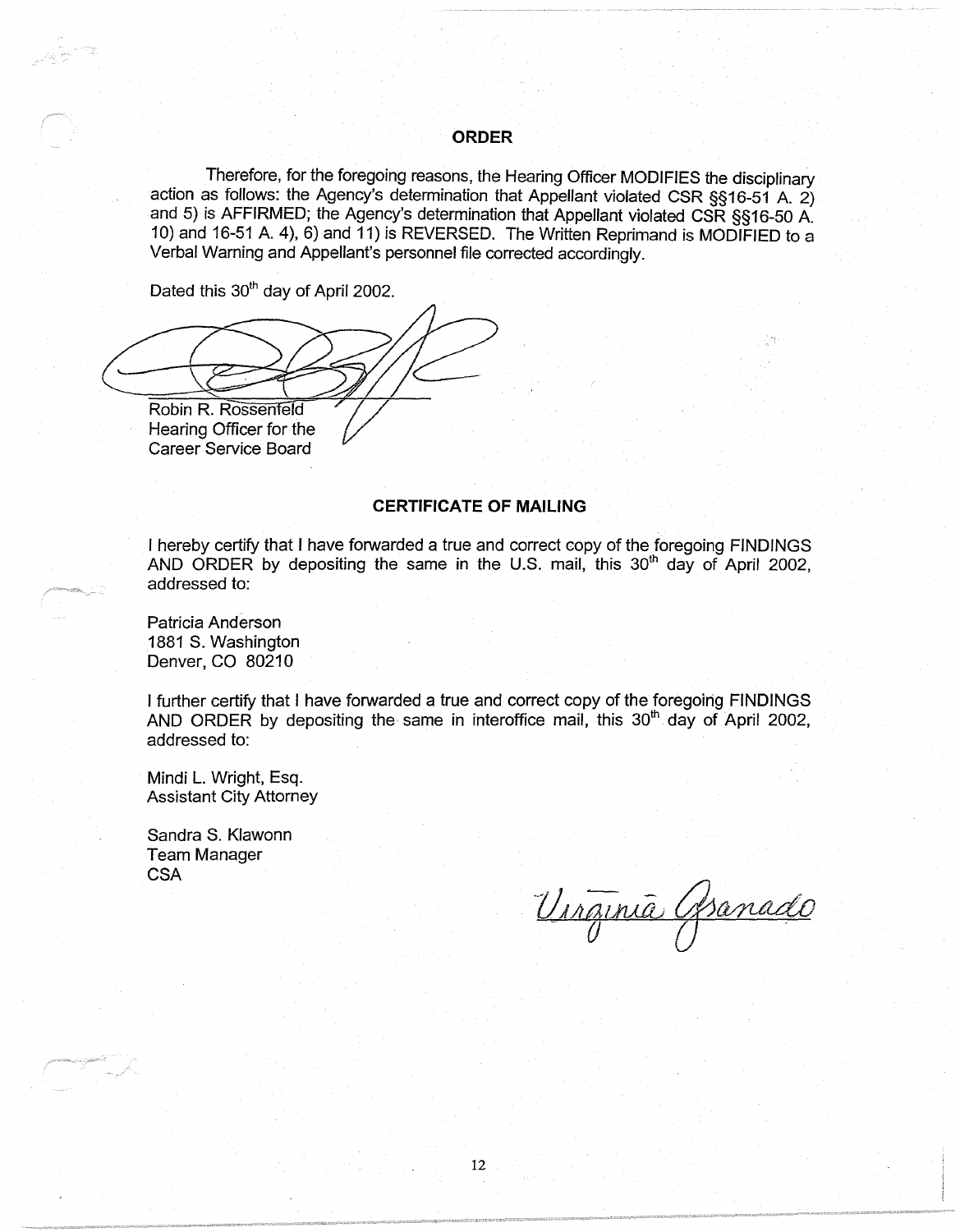## ORDER

Therefore, for the foregoing reasons, the Hearing Officer MODIFIES the disciplinary action as follows: the Agency's determination that Appellant violated CSR §§16-51 A. 2) and 5) is AFFIRMED; the Agency's determination that Appellant violated CSR §§16-50 A. 10) and 16-51 A. 4), 6) and 11) is REVERSED. The Written Reprimand is MODIFIED to a Verbal Warning and Appellant's personnel file corrected accordingly.

Dated this 30th day of April 2002.

Robin R. Rossenfeld
Hearing Officer for the
Career Service Board

## CERTIFICATE OF MAILING

I hereby certify that I have forwarded a true and correct copy of the foregoing FINDINGS AND ORDER by depositing the same in the U.S. mail, this 30th day of April 2002, addressed to:

Patricia Anderson
1881 S. Washington
Denver, CO 80210

I further certify that I have forwarded a true and correct copy of the foregoing FINDINGS AND ORDER by depositing the same in interoffice mail, this 30th day of April 2002, addressed to:

Mindi L. Wright, Esq.
Assistant City Attorney

Sandra S. Klawonn
Team Manager
CSA

Virginia Granado